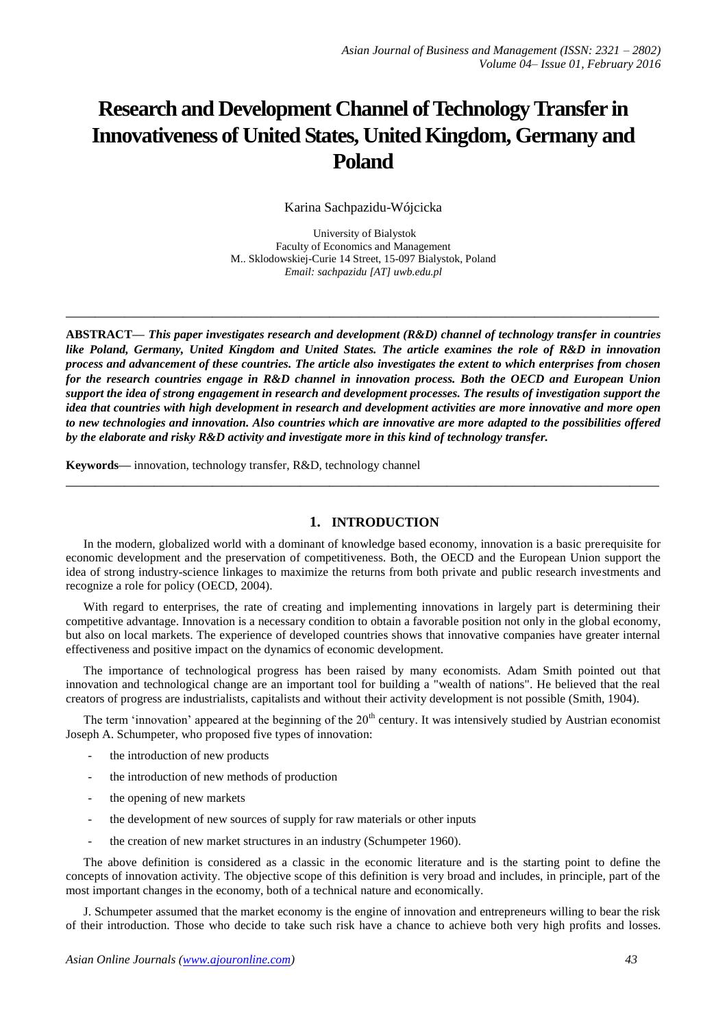# Research and Development Channel of Technology Transfer in Innovativeness of United States, United Kingdom, Germany and Poland

Karina Sachpazidu-Wójcicka

University of Bialystok
Faculty of Economics and Management
M.. Sklodowskiej-Curie 14 Street, 15-097 Bialystok, Poland
*Email: sachpazidu [AT] uwb.edu.pl*

---

**ABSTRACT—** ***This paper investigates research and development (R&D) channel of technology transfer in countries like Poland, Germany, United Kingdom and United States. The article examines the role of R&D in innovation process and advancement of these countries. The article also investigates the extent to which enterprises from chosen for the research countries engage in R&D channel in innovation process. Both the OECD and European Union support the idea of strong engagement in research and development processes. The results of investigation support the idea that countries with high development in research and development activities are more innovative and more open to new technologies and innovation. Also countries which are innovative are more adapted to the possibilities offered by the elaborate and risky R&D activity and investigate more in this kind of technology transfer.***

**Keywords—** innovation, technology transfer, R&D, technology channel

---

## 1. INTRODUCTION

In the modern, globalized world with a dominant of knowledge based economy, innovation is a basic prerequisite for economic development and the preservation of competitiveness. Both, the OECD and the European Union support the idea of strong industry-science linkages to maximize the returns from both private and public research investments and recognize a role for policy (OECD, 2004).

With regard to enterprises, the rate of creating and implementing innovations in largely part is determining their competitive advantage. Innovation is a necessary condition to obtain a favorable position not only in the global economy, but also on local markets. The experience of developed countries shows that innovative companies have greater internal effectiveness and positive impact on the dynamics of economic development.

The importance of technological progress has been raised by many economists. Adam Smith pointed out that innovation and technological change are an important tool for building a "wealth of nations". He believed that the real creators of progress are industrialists, capitalists and without their activity development is not possible (Smith, 1904).

The term 'innovation' appeared at the beginning of the 20th century. It was intensively studied by Austrian economist Joseph A. Schumpeter, who proposed five types of innovation:

- the introduction of new products
- the introduction of new methods of production
- the opening of new markets
- the development of new sources of supply for raw materials or other inputs
- the creation of new market structures in an industry (Schumpeter 1960).

The above definition is considered as a classic in the economic literature and is the starting point to define the concepts of innovation activity. The objective scope of this definition is very broad and includes, in principle, part of the most important changes in the economy, both of a technical nature and economically.

J. Schumpeter assumed that the market economy is the engine of innovation and entrepreneurs willing to bear the risk of their introduction. Those who decide to take such risk have a chance to achieve both very high profits and losses.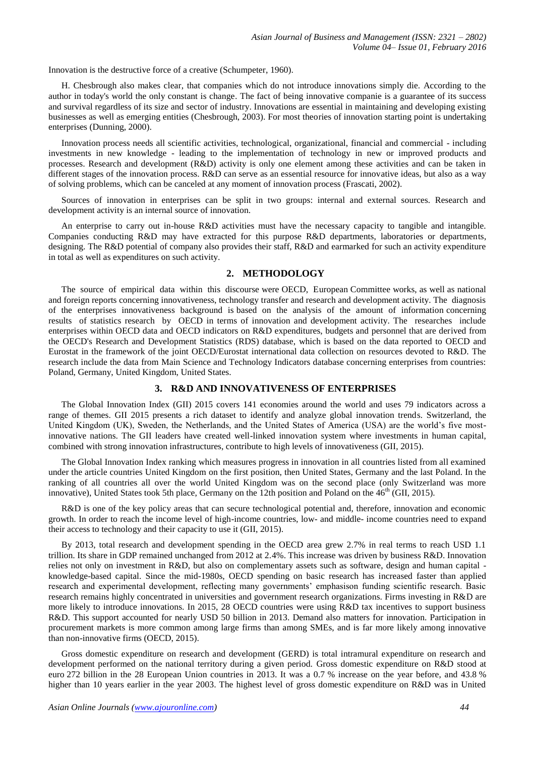Innovation is the destructive force of a creative (Schumpeter, 1960).

H. Chesbrough also makes clear, that companies which do not introduce innovations simply die. According to the author in today's world the only constant is change. The fact of being innovative companie is a guarantee of its success and survival regardless of its size and sector of industry. Innovations are essential in maintaining and developing existing businesses as well as emerging entities (Chesbrough, 2003). For most theories of innovation starting point is undertaking enterprises (Dunning, 2000).

Innovation process needs all scientific activities, technological, organizational, financial and commercial - including investments in new knowledge - leading to the implementation of technology in new or improved products and processes. Research and development (R&D) activity is only one element among these activities and can be taken in different stages of the innovation process. R&D can serve as an essential resource for innovative ideas, but also as a way of solving problems, which can be canceled at any moment of innovation process (Frascati, 2002).

Sources of innovation in enterprises can be split in two groups: internal and external sources. Research and development activity is an internal source of innovation.

An enterprise to carry out in-house R&D activities must have the necessary capacity to tangible and intangible. Companies conducting R&D may have extracted for this purpose R&D departments, laboratories or departments, designing. The R&D potential of company also provides their staff, R&D and earmarked for such an activity expenditure in total as well as expenditures on such activity.

## 2. METHODOLOGY

The source of empirical data within this discourse were OECD, European Committee works, as well as national and foreign reports concerning innovativeness, technology transfer and research and development activity. The diagnosis of the enterprises innovativeness background is based on the analysis of the amount of information concerning results of statistics research by OECD in terms of innovation and development activity. The researches include enterprises within OECD data and OECD indicators on R&D expenditures, budgets and personnel that are derived from the OECD's Research and Development Statistics (RDS) database, which is based on the data reported to OECD and Eurostat in the framework of the joint OECD/Eurostat international data collection on resources devoted to R&D. The research include the data from Main Science and Technology Indicators database concerning enterprises from countries: Poland, Germany, United Kingdom, United States.

## 3. R&D AND INNOVATIVENESS OF ENTERPRISES

The Global Innovation Index (GII) 2015 covers 141 economies around the world and uses 79 indicators across a range of themes. GII 2015 presents a rich dataset to identify and analyze global innovation trends. Switzerland, the United Kingdom (UK), Sweden, the Netherlands, and the United States of America (USA) are the world's five most-innovative nations. The GII leaders have created well-linked innovation system where investments in human capital, combined with strong innovation infrastructures, contribute to high levels of innovativeness (GII, 2015).

The Global Innovation Index ranking which measures progress in innovation in all countries listed from all examined under the article countries United Kingdom on the first position, then United States, Germany and the last Poland. In the ranking of all countries all over the world United Kingdom was on the second place (only Switzerland was more innovative), United States took 5th place, Germany on the 12th position and Poland on the 46th (GII, 2015).

R&D is one of the key policy areas that can secure technological potential and, therefore, innovation and economic growth. In order to reach the income level of high-income countries, low- and middle- income countries need to expand their access to technology and their capacity to use it (GII, 2015).

By 2013, total research and development spending in the OECD area grew 2.7% in real terms to reach USD 1.1 trillion. Its share in GDP remained unchanged from 2012 at 2.4%. This increase was driven by business R&D. Innovation relies not only on investment in R&D, but also on complementary assets such as software, design and human capital - knowledge-based capital. Since the mid-1980s, OECD spending on basic research has increased faster than applied research and experimental development, reflecting many governments' emphasison funding scientific research. Basic research remains highly concentrated in universities and government research organizations. Firms investing in R&D are more likely to introduce innovations. In 2015, 28 OECD countries were using R&D tax incentives to support business R&D. This support accounted for nearly USD 50 billion in 2013. Demand also matters for innovation. Participation in procurement markets is more common among large firms than among SMEs, and is far more likely among innovative than non-innovative firms (OECD, 2015).

Gross domestic expenditure on research and development (GERD) is total intramural expenditure on research and development performed on the national territory during a given period. Gross domestic expenditure on R&D stood at euro 272 billion in the 28 European Union countries in 2013. It was a 0.7 % increase on the year before, and 43.8 % higher than 10 years earlier in the year 2003. The highest level of gross domestic expenditure on R&D was in United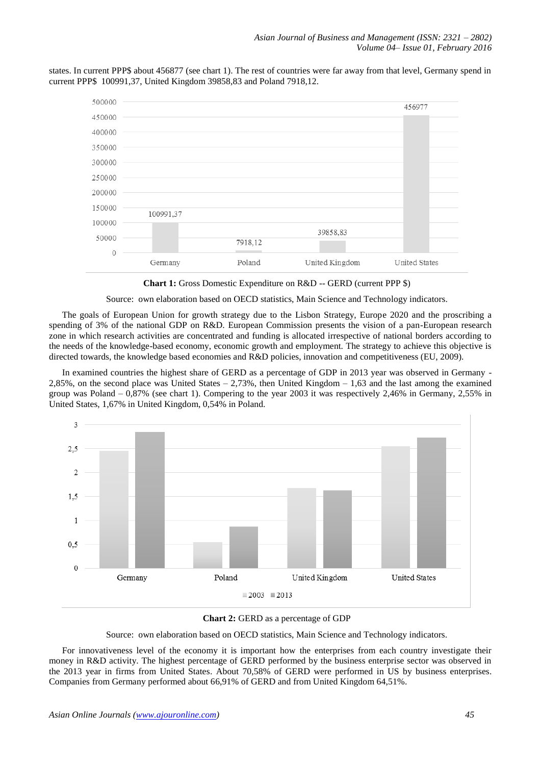states. In current PPP$ about 456877 (see chart 1). The rest of countries were far away from that level, Germany spend in current PPP$ 100991,37, United Kingdom 39858,83 and Poland 7918,12.

**Chart 1:** Gross Domestic Expenditure on R&D -- GERD (current PPP $)

Source: own elaboration based on OECD statistics, Main Science and Technology indicators.

The goals of European Union for growth strategy due to the Lisbon Strategy, Europe 2020 and the proscribing a spending of 3% of the national GDP on R&D. European Commission presents the vision of a pan-European research zone in which research activities are concentrated and funding is allocated irrespective of national borders according to the needs of the knowledge-based economy, economic growth and employment. The strategy to achieve this objective is directed towards, the knowledge based economies and R&D policies, innovation and competitiveness (EU, 2009).

In examined countries the highest share of GERD as a percentage of GDP in 2013 year was observed in Germany - 2,85%, on the second place was United States – 2,73%, then United Kingdom – 1,63 and the last among the examined group was Poland – 0,87% (see chart 1). Compering to the year 2003 it was respectively 2,46% in Germany, 2,55% in United States, 1,67% in United Kingdom, 0,54% in Poland.

**Chart 2:** GERD as a percentage of GDP

Source: own elaboration based on OECD statistics, Main Science and Technology indicators.

For innovativeness level of the economy it is important how the enterprises from each country investigate their money in R&D activity. The highest percentage of GERD performed by the business enterprise sector was observed in the 2013 year in firms from United States. About 70,58% of GERD were performed in US by business enterprises. Companies from Germany performed about 66,91% of GERD and from United Kingdom 64,51%.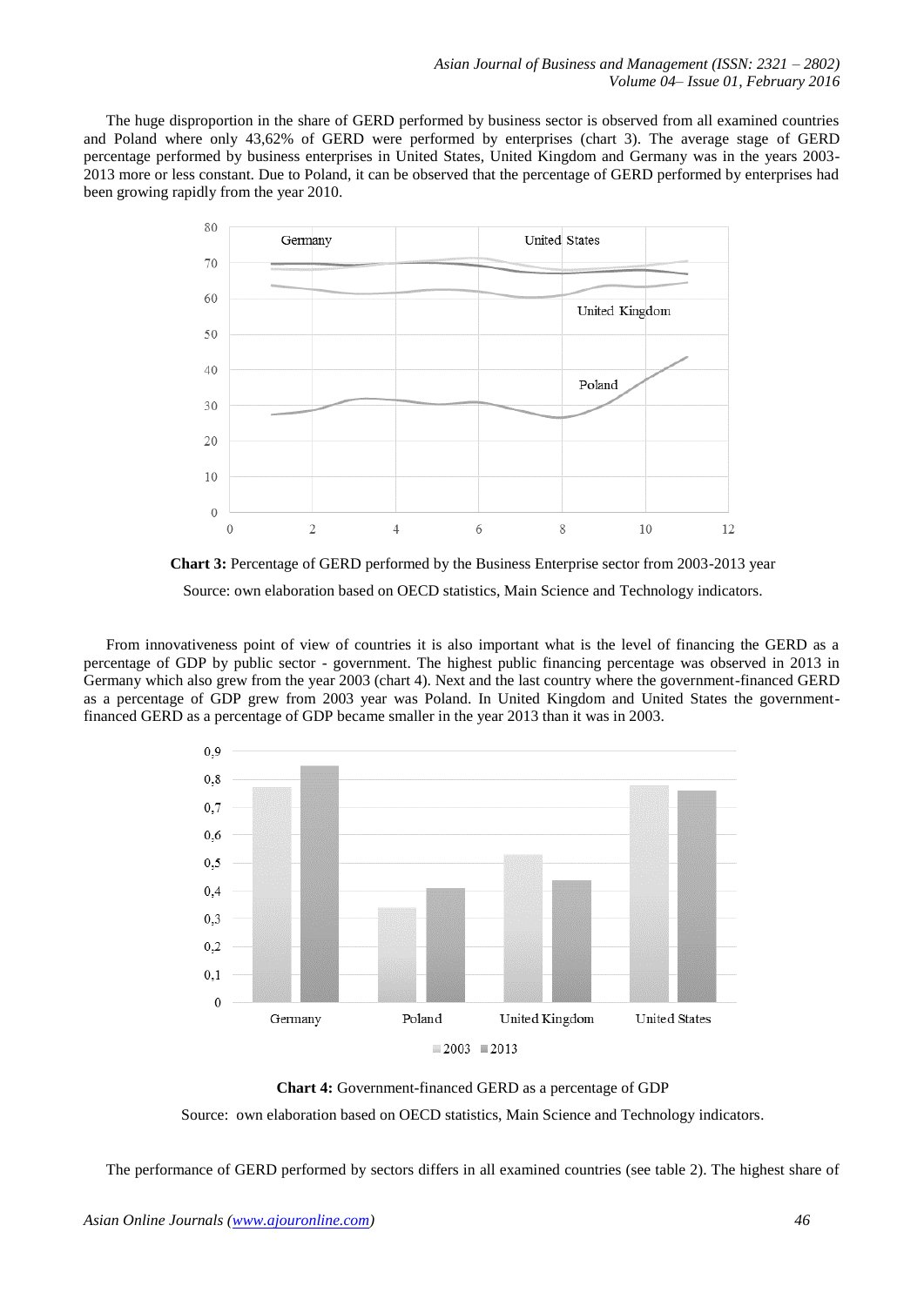The huge disproportion in the share of GERD performed by business sector is observed from all examined countries and Poland where only 43,62% of GERD were performed by enterprises (chart 3). The average stage of GERD percentage performed by business enterprises in United States, United Kingdom and Germany was in the years 2003-2013 more or less constant. Due to Poland, it can be observed that the percentage of GERD performed by enterprises had been growing rapidly from the year 2010.

**Chart 3:** Percentage of GERD performed by the Business Enterprise sector from 2003-2013 year

Source: own elaboration based on OECD statistics, Main Science and Technology indicators.

From innovativeness point of view of countries it is also important what is the level of financing the GERD as a percentage of GDP by public sector - government. The highest public financing percentage was observed in 2013 in Germany which also grew from the year 2003 (chart 4). Next and the last country where the government-financed GERD as a percentage of GDP grew from 2003 year was Poland. In United Kingdom and United States the government-financed GERD as a percentage of GDP became smaller in the year 2013 than it was in 2003.

**Chart 4:** Government-financed GERD as a percentage of GDP

Source: own elaboration based on OECD statistics, Main Science and Technology indicators.

The performance of GERD performed by sectors differs in all examined countries (see table 2). The highest share of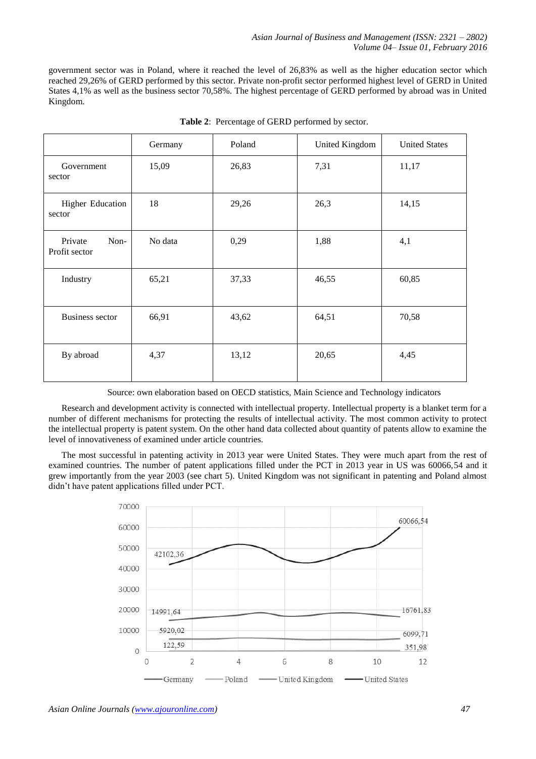government sector was in Poland, where it reached the level of 26,83% as well as the higher education sector which reached 29,26% of GERD performed by this sector. Private non-profit sector performed highest level of GERD in United States 4,1% as well as the business sector 70,58%. The highest percentage of GERD performed by abroad was in United Kingdom.

**Table 2**: Percentage of GERD performed by sector.

| | Germany | Poland | United Kingdom | United States |
|---|---|---|---|---|
| Government sector | 15,09 | 26,83 | 7,31 | 11,17 |
| Higher Education sector | 18 | 29,26 | 26,3 | 14,15 |
| Private Non-Profit sector | No data | 0,29 | 1,88 | 4,1 |
| Industry | 65,21 | 37,33 | 46,55 | 60,85 |
| Business sector | 66,91 | 43,62 | 64,51 | 70,58 |
| By abroad | 4,37 | 13,12 | 20,65 | 4,45 |

Source: own elaboration based on OECD statistics, Main Science and Technology indicators

Research and development activity is connected with intellectual property. Intellectual property is a blanket term for a number of different mechanisms for protecting the results of intellectual activity. The most common activity to protect the intellectual property is patent system. On the other hand data collected about quantity of patents allow to examine the level of innovativeness of examined under article countries.

The most successful in patenting activity in 2013 year were United States. They were much apart from the rest of examined countries. The number of patent applications filled under the PCT in 2013 year in US was 60066,54 and it grew importantly from the year 2003 (see chart 5). United Kingdom was not significant in patenting and Poland almost didn't have patent applications filled under PCT.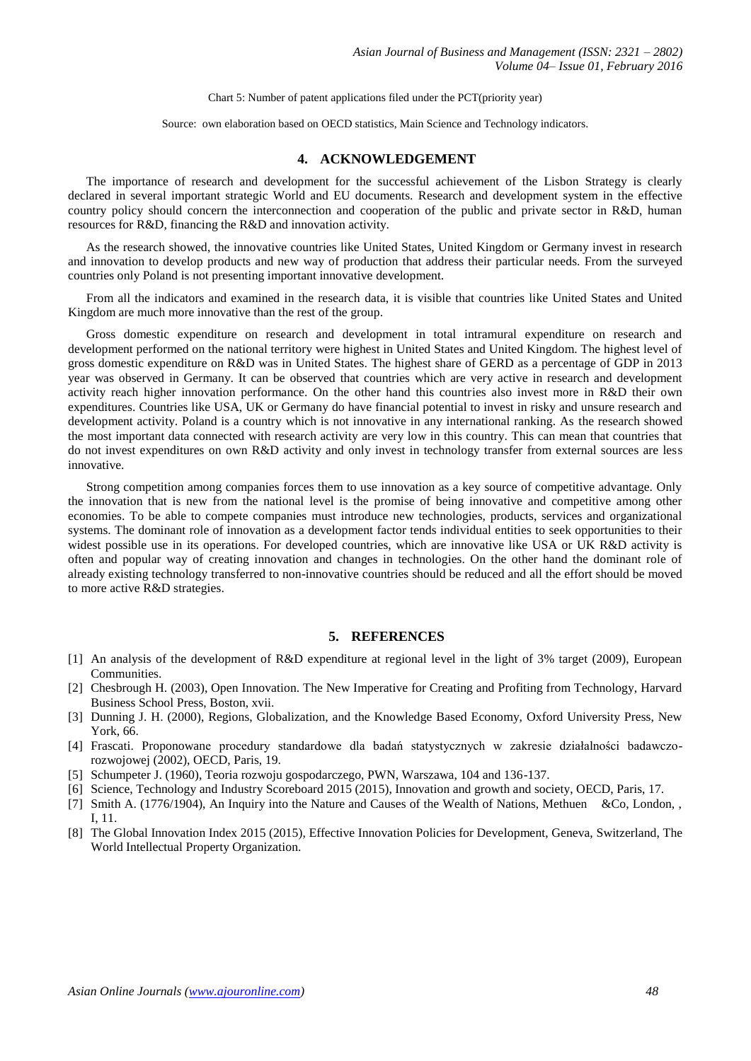Chart 5: Number of patent applications filed under the PCT(priority year)

Source: own elaboration based on OECD statistics, Main Science and Technology indicators.

## 4. ACKNOWLEDGEMENT

The importance of research and development for the successful achievement of the Lisbon Strategy is clearly declared in several important strategic World and EU documents. Research and development system in the effective country policy should concern the interconnection and cooperation of the public and private sector in R&D, human resources for R&D, financing the R&D and innovation activity.

As the research showed, the innovative countries like United States, United Kingdom or Germany invest in research and innovation to develop products and new way of production that address their particular needs. From the surveyed countries only Poland is not presenting important innovative development.

From all the indicators and examined in the research data, it is visible that countries like United States and United Kingdom are much more innovative than the rest of the group.

Gross domestic expenditure on research and development in total intramural expenditure on research and development performed on the national territory were highest in United States and United Kingdom. The highest level of gross domestic expenditure on R&D was in United States. The highest share of GERD as a percentage of GDP in 2013 year was observed in Germany. It can be observed that countries which are very active in research and development activity reach higher innovation performance. On the other hand this countries also invest more in R&D their own expenditures. Countries like USA, UK or Germany do have financial potential to invest in risky and unsure research and development activity. Poland is a country which is not innovative in any international ranking. As the research showed the most important data connected with research activity are very low in this country. This can mean that countries that do not invest expenditures on own R&D activity and only invest in technology transfer from external sources are less innovative.

Strong competition among companies forces them to use innovation as a key source of competitive advantage. Only the innovation that is new from the national level is the promise of being innovative and competitive among other economies. To be able to compete companies must introduce new technologies, products, services and organizational systems. The dominant role of innovation as a development factor tends individual entities to seek opportunities to their widest possible use in its operations. For developed countries, which are innovative like USA or UK R&D activity is often and popular way of creating innovation and changes in technologies. On the other hand the dominant role of already existing technology transferred to non-innovative countries should be reduced and all the effort should be moved to more active R&D strategies.

## 5. REFERENCES

[1] An analysis of the development of R&D expenditure at regional level in the light of 3% target (2009), European Communities.

[2] Chesbrough H. (2003), Open Innovation. The New Imperative for Creating and Profiting from Technology, Harvard Business School Press, Boston, xvii.

[3] Dunning J. H. (2000), Regions, Globalization, and the Knowledge Based Economy, Oxford University Press, New York, 66.

[4] Frascati. Proponowane procedury standardowe dla badań statystycznych w zakresie działalności badawczo-rozwojowej (2002), OECD, Paris, 19.

[5] Schumpeter J. (1960), Teoria rozwoju gospodarczego, PWN, Warszawa, 104 and 136-137.

[6] Science, Technology and Industry Scoreboard 2015 (2015), Innovation and growth and society, OECD, Paris, 17.

[7] Smith A. (1776/1904), An Inquiry into the Nature and Causes of the Wealth of Nations, Methuen &Co, London, , I, 11.

[8] The Global Innovation Index 2015 (2015), Effective Innovation Policies for Development, Geneva, Switzerland, The World Intellectual Property Organization.